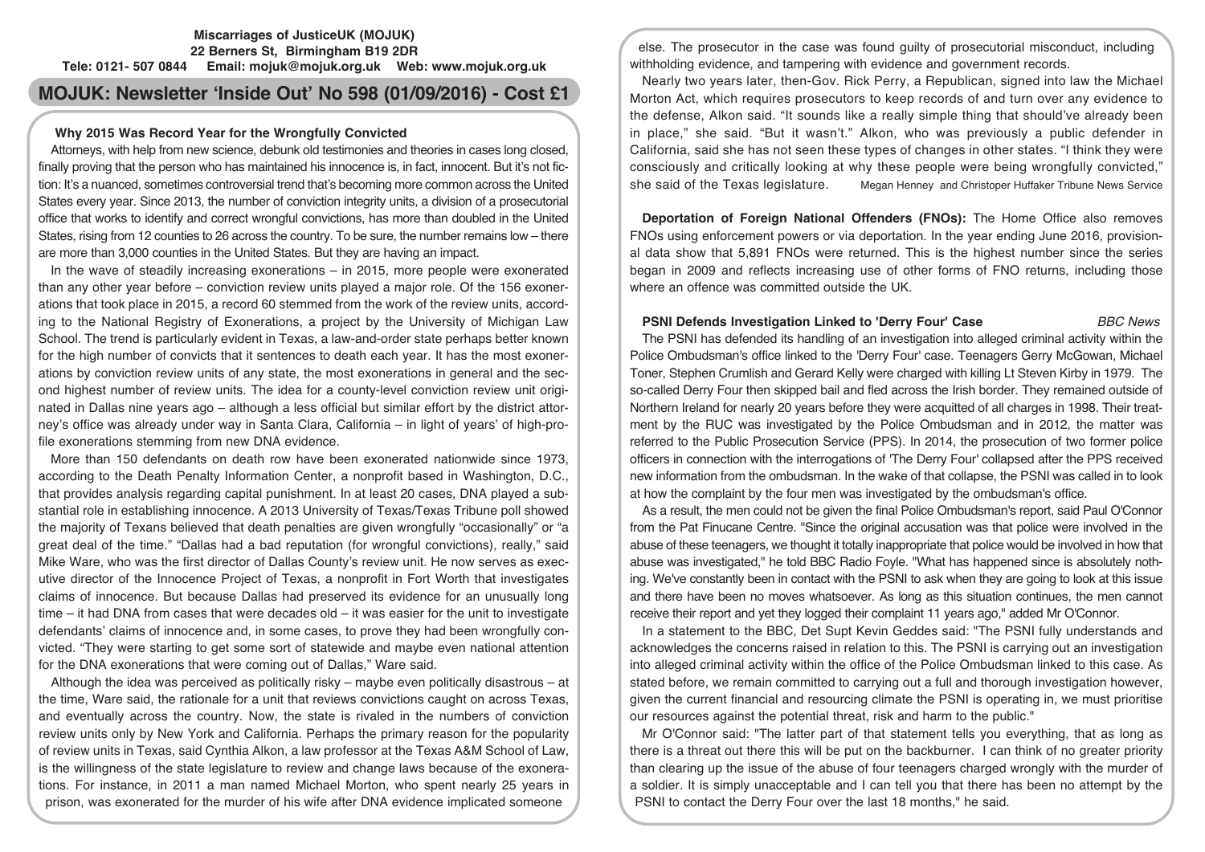**Miscarriages of JusticeUK (MOJUK)**
**22 Berners St, Birmingham B19 2DR**
**Tele: 0121- 507 0844 Email: mojuk@mojuk.org.uk Web: www.mojuk.org.uk**

# MOJUK: Newsletter 'Inside Out' No 598 (01/09/2016) - Cost £1

## Why 2015 Was Record Year for the Wrongfully Convicted

Attorneys, with help from new science, debunk old testimonies and theories in cases long closed, finally proving that the person who has maintained his innocence is, in fact, innocent. But it's not fiction: It's a nuanced, sometimes controversial trend that's becoming more common across the United States every year. Since 2013, the number of conviction integrity units, a division of a prosecutorial office that works to identify and correct wrongful convictions, has more than doubled in the United States, rising from 12 counties to 26 across the country. To be sure, the number remains low – there are more than 3,000 counties in the United States. But they are having an impact.

In the wave of steadily increasing exonerations – in 2015, more people were exonerated than any other year before – conviction review units played a major role. Of the 156 exonerations that took place in 2015, a record 60 stemmed from the work of the review units, according to the National Registry of Exonerations, a project by the University of Michigan Law School. The trend is particularly evident in Texas, a law-and-order state perhaps better known for the high number of convicts that it sentences to death each year. It has the most exonerations by conviction review units of any state, the most exonerations in general and the second highest number of review units. The idea for a county-level conviction review unit originated in Dallas nine years ago – although a less official but similar effort by the district attorney's office was already under way in Santa Clara, California – in light of years' of high-profile exonerations stemming from new DNA evidence.

More than 150 defendants on death row have been exonerated nationwide since 1973, according to the Death Penalty Information Center, a nonprofit based in Washington, D.C., that provides analysis regarding capital punishment. In at least 20 cases, DNA played a substantial role in establishing innocence. A 2013 University of Texas/Texas Tribune poll showed the majority of Texans believed that death penalties are given wrongfully "occasionally" or "a great deal of the time." "Dallas had a bad reputation (for wrongful convictions), really," said Mike Ware, who was the first director of Dallas County's review unit. He now serves as executive director of the Innocence Project of Texas, a nonprofit in Fort Worth that investigates claims of innocence. But because Dallas had preserved its evidence for an unusually long time – it had DNA from cases that were decades old – it was easier for the unit to investigate defendants' claims of innocence and, in some cases, to prove they had been wrongfully convicted. "They were starting to get some sort of statewide and maybe even national attention for the DNA exonerations that were coming out of Dallas," Ware said.

Although the idea was perceived as politically risky – maybe even politically disastrous – at the time, Ware said, the rationale for a unit that reviews convictions caught on across Texas, and eventually across the country. Now, the state is rivaled in the numbers of conviction review units only by New York and California. Perhaps the primary reason for the popularity of review units in Texas, said Cynthia Alkon, a law professor at the Texas A&M School of Law, is the willingness of the state legislature to review and change laws because of the exonerations. For instance, in 2011 a man named Michael Morton, who spent nearly 25 years in prison, was exonerated for the murder of his wife after DNA evidence implicated someone else. The prosecutor in the case was found guilty of prosecutorial misconduct, including withholding evidence, and tampering with evidence and government records.

Nearly two years later, then-Gov. Rick Perry, a Republican, signed into law the Michael Morton Act, which requires prosecutors to keep records of and turn over any evidence to the defense, Alkon said. "It sounds like a really simple thing that should've already been in place," she said. "But it wasn't." Alkon, who was previously a public defender in California, said she has not seen these types of changes in other states. "I think they were consciously and critically looking at why these people were being wrongfully convicted," she said of the Texas legislature. Megan Henney and Christoper Huffaker Tribune News Service

**Deportation of Foreign National Offenders (FNOs):** The Home Office also removes FNOs using enforcement powers or via deportation. In the year ending June 2016, provisional data show that 5,891 FNOs were returned. This is the highest number since the series began in 2009 and reflects increasing use of other forms of FNO returns, including those where an offence was committed outside the UK.

## PSNI Defends Investigation Linked to 'Derry Four' Case

*BBC News*

The PSNI has defended its handling of an investigation into alleged criminal activity within the Police Ombudsman's office linked to the 'Derry Four' case. Teenagers Gerry McGowan, Michael Toner, Stephen Crumlish and Gerard Kelly were charged with killing Lt Steven Kirby in 1979. The so-called Derry Four then skipped bail and fled across the Irish border. They remained outside of Northern Ireland for nearly 20 years before they were acquitted of all charges in 1998. Their treatment by the RUC was investigated by the Police Ombudsman and in 2012, the matter was referred to the Public Prosecution Service (PPS). In 2014, the prosecution of two former police officers in connection with the interrogations of 'The Derry Four' collapsed after the PPS received new information from the ombudsman. In the wake of that collapse, the PSNI was called in to look at how the complaint by the four men was investigated by the ombudsman's office.

As a result, the men could not be given the final Police Ombudsman's report, said Paul O'Connor from the Pat Finucane Centre. "Since the original accusation was that police were involved in the abuse of these teenagers, we thought it totally inappropriate that police would be involved in how that abuse was investigated," he told BBC Radio Foyle. "What has happened since is absolutely nothing. We've constantly been in contact with the PSNI to ask when they are going to look at this issue and there have been no moves whatsoever. As long as this situation continues, the men cannot receive their report and yet they logged their complaint 11 years ago," added Mr O'Connor.

In a statement to the BBC, Det Supt Kevin Geddes said: "The PSNI fully understands and acknowledges the concerns raised in relation to this. The PSNI is carrying out an investigation into alleged criminal activity within the office of the Police Ombudsman linked to this case. As stated before, we remain committed to carrying out a full and thorough investigation however, given the current financial and resourcing climate the PSNI is operating in, we must prioritise our resources against the potential threat, risk and harm to the public."

Mr O'Connor said: "The latter part of that statement tells you everything, that as long as there is a threat out there this will be put on the backburner. I can think of no greater priority than clearing up the issue of the abuse of four teenagers charged wrongly with the murder of a soldier. It is simply unacceptable and I can tell you that there has been no attempt by the PSNI to contact the Derry Four over the last 18 months," he said.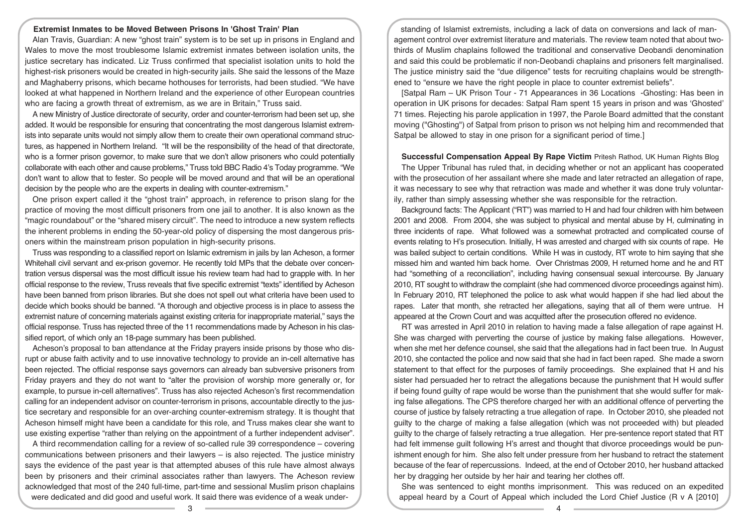## Extremist Inmates to be Moved Between Prisons In 'Ghost Train' Plan

Alan Travis, Guardian: A new "ghost train" system is to be set up in prisons in England and Wales to move the most troublesome Islamic extremist inmates between isolation units, the justice secretary has indicated. Liz Truss confirmed that specialist isolation units to hold the highest-risk prisoners would be created in high-security jails. She said the lessons of the Maze and Maghaberry prisons, which became hothouses for terrorists, had been studied. "We have looked at what happened in Northern Ireland and the experience of other European countries who are facing a growth threat of extremism, as we are in Britain," Truss said.

A new Ministry of Justice directorate of security, order and counter-terrorism had been set up, she added. It would be responsible for ensuring that concentrating the most dangerous Islamist extremists into separate units would not simply allow them to create their own operational command structures, as happened in Northern Ireland. "It will be the responsibility of the head of that directorate, who is a former prison governor, to make sure that we don't allow prisoners who could potentially collaborate with each other and cause problems," Truss told BBC Radio 4's Today programme. "We don't want to allow that to fester. So people will be moved around and that will be an operational decision by the people who are the experts in dealing with counter-extremism."

One prison expert called it the "ghost train" approach, in reference to prison slang for the practice of moving the most difficult prisoners from one jail to another. It is also known as the "magic roundabout" or the "shared misery circuit". The need to introduce a new system reflects the inherent problems in ending the 50-year-old policy of dispersing the most dangerous prisoners within the mainstream prison population in high-security prisons.

Truss was responding to a classified report on Islamic extremism in jails by Ian Acheson, a former Whitehall civil servant and ex-prison governor. He recently told MPs that the debate over concentration versus dispersal was the most difficult issue his review team had had to grapple with. In her official response to the review, Truss reveals that five specific extremist "texts" identified by Acheson have been banned from prison libraries. But she does not spell out what criteria have been used to decide which books should be banned. "A thorough and objective process is in place to assess the extremist nature of concerning materials against existing criteria for inappropriate material," says the official response. Truss has rejected three of the 11 recommendations made by Acheson in his classified report, of which only an 18-page summary has been published.

Acheson's proposal to ban attendance at the Friday prayers inside prisons by those who disrupt or abuse faith activity and to use innovative technology to provide an in-cell alternative has been rejected. The official response says governors can already ban subversive prisoners from Friday prayers and they do not want to "alter the provision of worship more generally or, for example, to pursue in-cell alternatives". Truss has also rejected Acheson's first recommendation calling for an independent advisor on counter-terrorism in prisons, accountable directly to the justice secretary and responsible for an over-arching counter-extremism strategy. It is thought that Acheson himself might have been a candidate for this role, and Truss makes clear she want to use existing expertise "rather than relying on the appointment of a further independent adviser".

A third recommendation calling for a review of so-called rule 39 correspondence – covering communications between prisoners and their lawyers – is also rejected. The justice ministry says the evidence of the past year is that attempted abuses of this rule have almost always been by prisoners and their criminal associates rather than lawyers. The Acheson review acknowledged that most of the 240 full-time, part-time and sessional Muslim prison chaplains were dedicated and did good and useful work. It said there was evidence of a weak understanding of Islamist extremists, including a lack of data on conversions and lack of management control over extremist literature and materials. The review team noted that about two-thirds of Muslim chaplains followed the traditional and conservative Deobandi denomination and said this could be problematic if non-Deobandi chaplains and prisoners felt marginalised. The justice ministry said the "due diligence" tests for recruiting chaplains would be strengthened to "ensure we have the right people in place to counter extremist beliefs".

[Satpal Ram – UK Prison Tour - 71 Appearances in 36 Locations -Ghosting: Has been in operation in UK prisons for decades: Satpal Ram spent 15 years in prison and was 'Ghosted' 71 times. Rejecting his parole application in 1997, the Parole Board admitted that the constant moving ("Ghosting") of Satpal from prison to prison ws not helping him and recommended that Satpal be allowed to stay in one prison for a significant period of time.]

## Successful Compensation Appeal By Rape Victim

Pritesh Rathod, UK Human Rights Blog

The Upper Tribunal has ruled that, in deciding whether or not an applicant has cooperated with the prosecution of her assailant where she made and later retracted an allegation of rape, it was necessary to see why that retraction was made and whether it was done truly voluntarily, rather than simply assessing whether she was responsible for the retraction.

Background facts: The Applicant ("RT") was married to H and had four children with him between 2001 and 2008. From 2004, she was subject to physical and mental abuse by H, culminating in three incidents of rape. What followed was a somewhat protracted and complicated course of events relating to H's prosecution. Initially, H was arrested and charged with six counts of rape. He was bailed subject to certain conditions. While H was in custody, RT wrote to him saying that she missed him and wanted him back home. Over Christmas 2009, H returned home and he and RT had "something of a reconciliation", including having consensual sexual intercourse. By January 2010, RT sought to withdraw the complaint (she had commenced divorce proceedings against him). In February 2010, RT telephoned the police to ask what would happen if she had lied about the rapes. Later that month, she retracted her allegations, saying that all of them were untrue. H appeared at the Crown Court and was acquitted after the prosecution offered no evidence.

RT was arrested in April 2010 in relation to having made a false allegation of rape against H. She was charged with perverting the course of justice by making false allegations. However, when she met her defence counsel, she said that the allegations had in fact been true. In August 2010, she contacted the police and now said that she had in fact been raped. She made a sworn statement to that effect for the purposes of family proceedings. She explained that H and his sister had persuaded her to retract the allegations because the punishment that H would suffer if being found guilty of rape would be worse than the punishment that she would suffer for making false allegations. The CPS therefore charged her with an additional offence of perverting the course of justice by falsely retracting a true allegation of rape. In October 2010, she pleaded not guilty to the charge of making a false allegation (which was not proceeded with) but pleaded guilty to the charge of falsely retracting a true allegation. Her pre-sentence report stated that RT had felt immense guilt following H's arrest and thought that divorce proceedings would be punishment enough for him. She also felt under pressure from her husband to retract the statement because of the fear of repercussions. Indeed, at the end of October 2010, her husband attacked her by dragging her outside by her hair and tearing her clothes off.

She was sentenced to eight months imprisonment. This was reduced on an expedited appeal heard by a Court of Appeal which included the Lord Chief Justice (R v A [2010]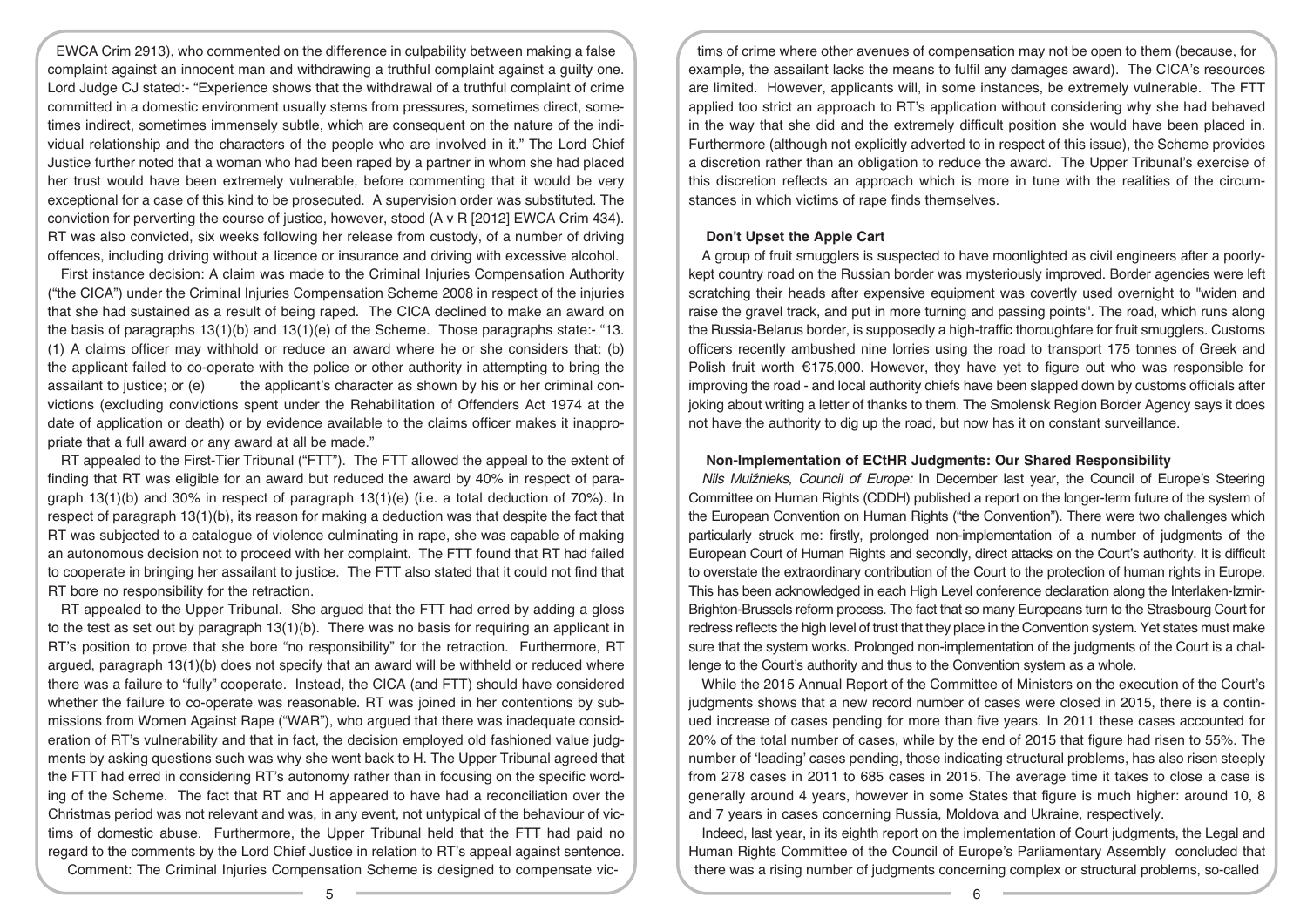EWCA Crim 2913), who commented on the difference in culpability between making a false complaint against an innocent man and withdrawing a truthful complaint against a guilty one. Lord Judge CJ stated:- "Experience shows that the withdrawal of a truthful complaint of crime committed in a domestic environment usually stems from pressures, sometimes direct, sometimes indirect, sometimes immensely subtle, which are consequent on the nature of the individual relationship and the characters of the people who are involved in it." The Lord Chief Justice further noted that a woman who had been raped by a partner in whom she had placed her trust would have been extremely vulnerable, before commenting that it would be very exceptional for a case of this kind to be prosecuted. A supervision order was substituted. The conviction for perverting the course of justice, however, stood (A v R [2012] EWCA Crim 434). RT was also convicted, six weeks following her release from custody, of a number of driving offences, including driving without a licence or insurance and driving with excessive alcohol.

First instance decision: A claim was made to the Criminal Injuries Compensation Authority ("the CICA") under the Criminal Injuries Compensation Scheme 2008 in respect of the injuries that she had sustained as a result of being raped. The CICA declined to make an award on the basis of paragraphs 13(1)(b) and 13(1)(e) of the Scheme. Those paragraphs state:- "13. (1) A claims officer may withhold or reduce an award where he or she considers that: (b) the applicant failed to co-operate with the police or other authority in attempting to bring the assailant to justice; or (e) the applicant's character as shown by his or her criminal convictions (excluding convictions spent under the Rehabilitation of Offenders Act 1974 at the date of application or death) or by evidence available to the claims officer makes it inappropriate that a full award or any award at all be made."

RT appealed to the First-Tier Tribunal ("FTT"). The FTT allowed the appeal to the extent of finding that RT was eligible for an award but reduced the award by 40% in respect of paragraph 13(1)(b) and 30% in respect of paragraph 13(1)(e) (i.e. a total deduction of 70%). In respect of paragraph 13(1)(b), its reason for making a deduction was that despite the fact that RT was subjected to a catalogue of violence culminating in rape, she was capable of making an autonomous decision not to proceed with her complaint. The FTT found that RT had failed to cooperate in bringing her assailant to justice. The FTT also stated that it could not find that RT bore no responsibility for the retraction.

RT appealed to the Upper Tribunal. She argued that the FTT had erred by adding a gloss to the test as set out by paragraph 13(1)(b). There was no basis for requiring an applicant in RT's position to prove that she bore "no responsibility" for the retraction. Furthermore, RT argued, paragraph 13(1)(b) does not specify that an award will be withheld or reduced where there was a failure to "fully" cooperate. Instead, the CICA (and FTT) should have considered whether the failure to co-operate was reasonable. RT was joined in her contentions by submissions from Women Against Rape ("WAR"), who argued that there was inadequate consideration of RT's vulnerability and that in fact, the decision employed old fashioned value judgments by asking questions such was why she went back to H. The Upper Tribunal agreed that the FTT had erred in considering RT's autonomy rather than in focusing on the specific wording of the Scheme. The fact that RT and H appeared to have had a reconciliation over the Christmas period was not relevant and was, in any event, not untypical of the behaviour of victims of domestic abuse. Furthermore, the Upper Tribunal held that the FTT had paid no regard to the comments by the Lord Chief Justice in relation to RT's appeal against sentence.

Comment: The Criminal Injuries Compensation Scheme is designed to compensate victims of crime where other avenues of compensation may not be open to them (because, for example, the assailant lacks the means to fulfil any damages award). The CICA's resources are limited. However, applicants will, in some instances, be extremely vulnerable. The FTT applied too strict an approach to RT's application without considering why she had behaved in the way that she did and the extremely difficult position she would have been placed in. Furthermore (although not explicitly adverted to in respect of this issue), the Scheme provides a discretion rather than an obligation to reduce the award. The Upper Tribunal's exercise of this discretion reflects an approach which is more in tune with the realities of the circumstances in which victims of rape finds themselves.

### Don't Upset the Apple Cart

A group of fruit smugglers is suspected to have moonlighted as civil engineers after a poorly-kept country road on the Russian border was mysteriously improved. Border agencies were left scratching their heads after expensive equipment was covertly used overnight to "widen and raise the gravel track, and put in more turning and passing points". The road, which runs along the Russia-Belarus border, is supposedly a high-traffic thoroughfare for fruit smugglers. Customs officers recently ambushed nine lorries using the road to transport 175 tonnes of Greek and Polish fruit worth €175,000. However, they have yet to figure out who was responsible for improving the road - and local authority chiefs have been slapped down by customs officials after joking about writing a letter of thanks to them. The Smolensk Region Border Agency says it does not have the authority to dig up the road, but now has it on constant surveillance.

### Non-Implementation of ECtHR Judgments: Our Shared Responsibility

*Nils Muižnieks, Council of Europe:* In December last year, the Council of Europe's Steering Committee on Human Rights (CDDH) published a report on the longer-term future of the system of the European Convention on Human Rights ("the Convention"). There were two challenges which particularly struck me: firstly, prolonged non-implementation of a number of judgments of the European Court of Human Rights and secondly, direct attacks on the Court's authority. It is difficult to overstate the extraordinary contribution of the Court to the protection of human rights in Europe. This has been acknowledged in each High Level conference declaration along the Interlaken-Izmir-Brighton-Brussels reform process. The fact that so many Europeans turn to the Strasbourg Court for redress reflects the high level of trust that they place in the Convention system. Yet states must make sure that the system works. Prolonged non-implementation of the judgments of the Court is a challenge to the Court's authority and thus to the Convention system as a whole.

While the 2015 Annual Report of the Committee of Ministers on the execution of the Court's judgments shows that a new record number of cases were closed in 2015, there is a continued increase of cases pending for more than five years. In 2011 these cases accounted for 20% of the total number of cases, while by the end of 2015 that figure had risen to 55%. The number of 'leading' cases pending, those indicating structural problems, has also risen steeply from 278 cases in 2011 to 685 cases in 2015. The average time it takes to close a case is generally around 4 years, however in some States that figure is much higher: around 10, 8 and 7 years in cases concerning Russia, Moldova and Ukraine, respectively.

Indeed, last year, in its eighth report on the implementation of Court judgments, the Legal and Human Rights Committee of the Council of Europe's Parliamentary Assembly concluded that there was a rising number of judgments concerning complex or structural problems, so-called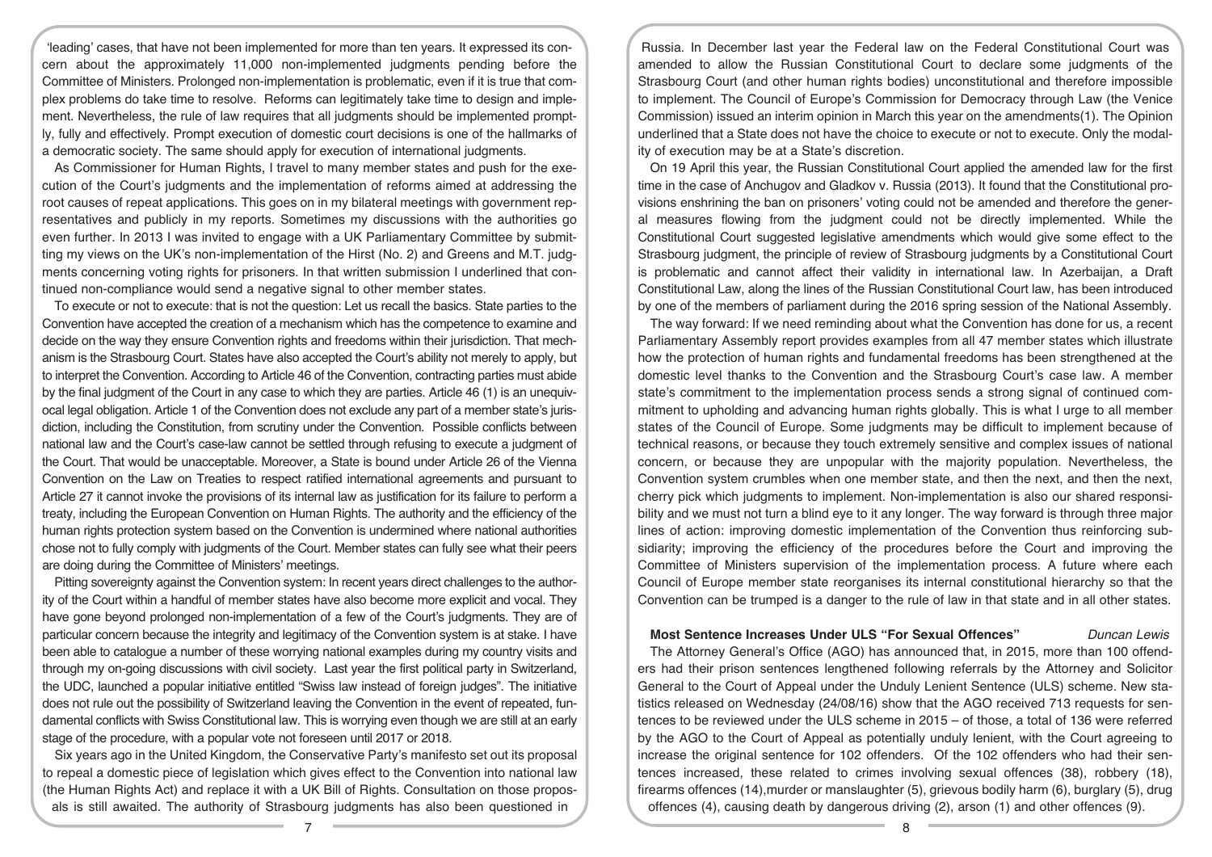'leading' cases, that have not been implemented for more than ten years. It expressed its concern about the approximately 11,000 non-implemented judgments pending before the Committee of Ministers. Prolonged non-implementation is problematic, even if it is true that complex problems do take time to resolve. Reforms can legitimately take time to design and implement. Nevertheless, the rule of law requires that all judgments should be implemented promptly, fully and effectively. Prompt execution of domestic court decisions is one of the hallmarks of a democratic society. The same should apply for execution of international judgments.

As Commissioner for Human Rights, I travel to many member states and push for the execution of the Court's judgments and the implementation of reforms aimed at addressing the root causes of repeat applications. This goes on in my bilateral meetings with government representatives and publicly in my reports. Sometimes my discussions with the authorities go even further. In 2013 I was invited to engage with a UK Parliamentary Committee by submitting my views on the UK's non-implementation of the Hirst (No. 2) and Greens and M.T. judgments concerning voting rights for prisoners. In that written submission I underlined that continued non-compliance would send a negative signal to other member states.

To execute or not to execute: that is not the question: Let us recall the basics. State parties to the Convention have accepted the creation of a mechanism which has the competence to examine and decide on the way they ensure Convention rights and freedoms within their jurisdiction. That mechanism is the Strasbourg Court. States have also accepted the Court's ability not merely to apply, but to interpret the Convention. According to Article 46 of the Convention, contracting parties must abide by the final judgment of the Court in any case to which they are parties. Article 46 (1) is an unequivocal legal obligation. Article 1 of the Convention does not exclude any part of a member state's jurisdiction, including the Constitution, from scrutiny under the Convention. Possible conflicts between national law and the Court's case-law cannot be settled through refusing to execute a judgment of the Court. That would be unacceptable. Moreover, a State is bound under Article 26 of the Vienna Convention on the Law on Treaties to respect ratified international agreements and pursuant to Article 27 it cannot invoke the provisions of its internal law as justification for its failure to perform a treaty, including the European Convention on Human Rights. The authority and the efficiency of the human rights protection system based on the Convention is undermined where national authorities chose not to fully comply with judgments of the Court. Member states can fully see what their peers are doing during the Committee of Ministers' meetings.

Pitting sovereignty against the Convention system: In recent years direct challenges to the authority of the Court within a handful of member states have also become more explicit and vocal. They have gone beyond prolonged non-implementation of a few of the Court's judgments. They are of particular concern because the integrity and legitimacy of the Convention system is at stake. I have been able to catalogue a number of these worrying national examples during my country visits and through my on-going discussions with civil society. Last year the first political party in Switzerland, the UDC, launched a popular initiative entitled "Swiss law instead of foreign judges". The initiative does not rule out the possibility of Switzerland leaving the Convention in the event of repeated, fundamental conflicts with Swiss Constitutional law. This is worrying even though we are still at an early stage of the procedure, with a popular vote not foreseen until 2017 or 2018.

Six years ago in the United Kingdom, the Conservative Party's manifesto set out its proposal to repeal a domestic piece of legislation which gives effect to the Convention into national law (the Human Rights Act) and replace it with a UK Bill of Rights. Consultation on those proposals is still awaited. The authority of Strasbourg judgments has also been questioned in Russia. In December last year the Federal law on the Federal Constitutional Court was amended to allow the Russian Constitutional Court to declare some judgments of the Strasbourg Court (and other human rights bodies) unconstitutional and therefore impossible to implement. The Council of Europe's Commission for Democracy through Law (the Venice Commission) issued an interim opinion in March this year on the amendments(1). The Opinion underlined that a State does not have the choice to execute or not to execute. Only the modality of execution may be at a State's discretion.

On 19 April this year, the Russian Constitutional Court applied the amended law for the first time in the case of Anchugov and Gladkov v. Russia (2013). It found that the Constitutional provisions enshrining the ban on prisoners' voting could not be amended and therefore the general measures flowing from the judgment could not be directly implemented. While the Constitutional Court suggested legislative amendments which would give some effect to the Strasbourg judgment, the principle of review of Strasbourg judgments by a Constitutional Court is problematic and cannot affect their validity in international law. In Azerbaijan, a Draft Constitutional Law, along the lines of the Russian Constitutional Court law, has been introduced by one of the members of parliament during the 2016 spring session of the National Assembly.

The way forward: If we need reminding about what the Convention has done for us, a recent Parliamentary Assembly report provides examples from all 47 member states which illustrate how the protection of human rights and fundamental freedoms has been strengthened at the domestic level thanks to the Convention and the Strasbourg Court's case law. A member state's commitment to the implementation process sends a strong signal of continued commitment to upholding and advancing human rights globally. This is what I urge to all member states of the Council of Europe. Some judgments may be difficult to implement because of technical reasons, or because they touch extremely sensitive and complex issues of national concern, or because they are unpopular with the majority population. Nevertheless, the Convention system crumbles when one member state, and then the next, and then the next, cherry pick which judgments to implement. Non-implementation is also our shared responsibility and we must not turn a blind eye to it any longer. The way forward is through three major lines of action: improving domestic implementation of the Convention thus reinforcing subsidiarity; improving the efficiency of the procedures before the Court and improving the Committee of Ministers supervision of the implementation process. A future where each Council of Europe member state reorganises its internal constitutional hierarchy so that the Convention can be trumped is a danger to the rule of law in that state and in all other states.

## Most Sentence Increases Under ULS "For Sexual Offences"

*Duncan Lewis*

The Attorney General's Office (AGO) has announced that, in 2015, more than 100 offenders had their prison sentences lengthened following referrals by the Attorney and Solicitor General to the Court of Appeal under the Unduly Lenient Sentence (ULS) scheme. New statistics released on Wednesday (24/08/16) show that the AGO received 713 requests for sentences to be reviewed under the ULS scheme in 2015 – of those, a total of 136 were referred by the AGO to the Court of Appeal as potentially unduly lenient, with the Court agreeing to increase the original sentence for 102 offenders. Of the 102 offenders who had their sentences increased, these related to crimes involving sexual offences (38), robbery (18), firearms offences (14),murder or manslaughter (5), grievous bodily harm (6), burglary (5), drug offences (4), causing death by dangerous driving (2), arson (1) and other offences (9).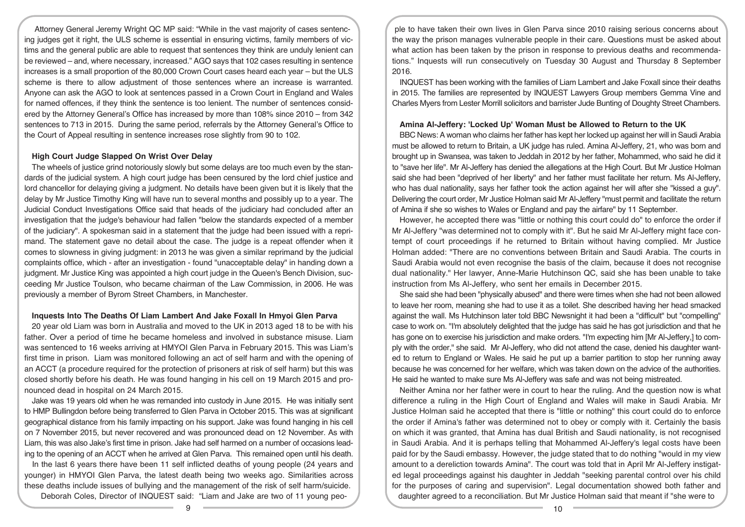Attorney General Jeremy Wright QC MP said: "While in the vast majority of cases sentencing judges get it right, the ULS scheme is essential in ensuring victims, family members of victims and the general public are able to request that sentences they think are unduly lenient can be reviewed – and, where necessary, increased." AGO says that 102 cases resulting in sentence increases is a small proportion of the 80,000 Crown Court cases heard each year – but the ULS scheme is there to allow adjustment of those sentences where an increase is warranted. Anyone can ask the AGO to look at sentences passed in a Crown Court in England and Wales for named offences, if they think the sentence is too lenient. The number of sentences considered by the Attorney General's Office has increased by more than 108% since 2010 – from 342 sentences to 713 in 2015. During the same period, referrals by the Attorney General's Office to the Court of Appeal resulting in sentence increases rose slightly from 90 to 102.

### High Court Judge Slapped On Wrist Over Delay

The wheels of justice grind notoriously slowly but some delays are too much even by the standards of the judicial system. A high court judge has been censured by the lord chief justice and lord chancellor for delaying giving a judgment. No details have been given but it is likely that the delay by Mr Justice Timothy King will have run to several months and possibly up to a year. The Judicial Conduct Investigations Office said that heads of the judiciary had concluded after an investigation that the judge's behaviour had fallen "below the standards expected of a member of the judiciary". A spokesman said in a statement that the judge had been issued with a reprimand. The statement gave no detail about the case. The judge is a repeat offender when it comes to slowness in giving judgment: in 2013 he was given a similar reprimand by the judicial complaints office, which - after an investigation - found "unacceptable delay" in handing down a judgment. Mr Justice King was appointed a high court judge in the Queen's Bench Division, succeeding Mr Justice Toulson, who became chairman of the Law Commission, in 2006. He was previously a member of Byrom Street Chambers, in Manchester.

### Inquests Into The Deaths Of Liam Lambert And Jake Foxall In Hmyoi Glen Parva

20 year old Liam was born in Australia and moved to the UK in 2013 aged 18 to be with his father. Over a period of time he became homeless and involved in substance misuse. Liam was sentenced to 16 weeks arriving at HMYOI Glen Parva in February 2015. This was Liam's first time in prison. Liam was monitored following an act of self harm and with the opening of an ACCT (a procedure required for the protection of prisoners at risk of self harm) but this was closed shortly before his death. He was found hanging in his cell on 19 March 2015 and pronounced dead in hospital on 24 March 2015.

Jake was 19 years old when he was remanded into custody in June 2015. He was initially sent to HMP Bullingdon before being transferred to Glen Parva in October 2015. This was at significant geographical distance from his family impacting on his support. Jake was found hanging in his cell on 7 November 2015, but never recovered and was pronounced dead on 12 November. As with Liam, this was also Jake's first time in prison. Jake had self harmed on a number of occasions leading to the opening of an ACCT when he arrived at Glen Parva. This remained open until his death.

In the last 6 years there have been 11 self inflicted deaths of young people (24 years and younger) in HMYOI Glen Parva, the latest death being two weeks ago. Similarities across these deaths include issues of bullying and the management of the risk of self harm/suicide.

Deborah Coles, Director of INQUEST said: "Liam and Jake are two of 11 young people to have taken their own lives in Glen Parva since 2010 raising serious concerns about the way the prison manages vulnerable people in their care. Questions must be asked about what action has been taken by the prison in response to previous deaths and recommendations." Inquests will run consecutively on Tuesday 30 August and Thursday 8 September 2016.

INQUEST has been working with the families of Liam Lambert and Jake Foxall since their deaths in 2015. The families are represented by INQUEST Lawyers Group members Gemma Vine and Charles Myers from Lester Morrill solicitors and barrister Jude Bunting of Doughty Street Chambers.

### Amina Al-Jeffery: 'Locked Up' Woman Must be Allowed to Return to the UK

BBC News: A woman who claims her father has kept her locked up against her will in Saudi Arabia must be allowed to return to Britain, a UK judge has ruled. Amina Al-Jeffery, 21, who was born and brought up in Swansea, was taken to Jeddah in 2012 by her father, Mohammed, who said he did it to "save her life". Mr Al-Jeffery has denied the allegations at the High Court. But Mr Justice Holman said she had been "deprived of her liberty" and her father must facilitate her return. Ms Al-Jeffery, who has dual nationality, says her father took the action against her will after she "kissed a guy". Delivering the court order, Mr Justice Holman said Mr Al-Jeffery "must permit and facilitate the return of Amina if she so wishes to Wales or England and pay the airfare" by 11 September.

However, he accepted there was "little or nothing this court could do" to enforce the order if Mr Al-Jeffery "was determined not to comply with it". But he said Mr Al-Jeffery might face contempt of court proceedings if he returned to Britain without having complied. Mr Justice Holman added: "There are no conventions between Britain and Saudi Arabia. The courts in Saudi Arabia would not even recognise the basis of the claim, because it does not recognise dual nationality." Her lawyer, Anne-Marie Hutchinson QC, said she has been unable to take instruction from Ms Al-Jeffery, who sent her emails in December 2015.

She said she had been "physically abused" and there were times when she had not been allowed to leave her room, meaning she had to use it as a toilet. She described having her head smacked against the wall. Ms Hutchinson later told BBC Newsnight it had been a "difficult" but "compelling" case to work on. "I'm absolutely delighted that the judge has said he has got jurisdiction and that he has gone on to exercise his jurisdiction and make orders. "I'm expecting him [Mr Al-Jeffery,] to comply with the order," she said. Mr Al-Jeffery, who did not attend the case, denied his daughter wanted to return to England or Wales. He said he put up a barrier partition to stop her running away because he was concerned for her welfare, which was taken down on the advice of the authorities. He said he wanted to make sure Ms Al-Jeffery was safe and was not being mistreated.

Neither Amina nor her father were in court to hear the ruling. And the question now is what difference a ruling in the High Court of England and Wales will make in Saudi Arabia. Mr Justice Holman said he accepted that there is "little or nothing" this court could do to enforce the order if Amina's father was determined not to obey or comply with it. Certainly the basis on which it was granted, that Amina has dual British and Saudi nationality, is not recognised in Saudi Arabia. And it is perhaps telling that Mohammed Al-Jeffery's legal costs have been paid for by the Saudi embassy. However, the judge stated that to do nothing "would in my view amount to a dereliction towards Amina". The court was told that in April Mr Al-Jeffery instigated legal proceedings against his daughter in Jeddah "seeking parental control over his child for the purposes of caring and supervision". Legal documentation showed both father and daughter agreed to a reconciliation. But Mr Justice Holman said that meant if "she were to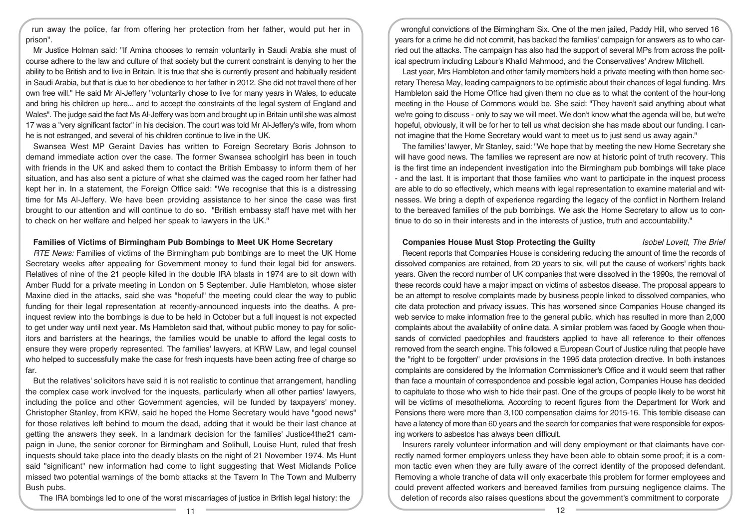run away the police, far from offering her protection from her father, would put her in prison".

Mr Justice Holman said: "If Amina chooses to remain voluntarily in Saudi Arabia she must of course adhere to the law and culture of that society but the current constraint is denying to her the ability to be British and to live in Britain. It is true that she is currently present and habitually resident in Saudi Arabia, but that is due to her obedience to her father in 2012. She did not travel there of her own free will." He said Mr Al-Jeffery "voluntarily chose to live for many years in Wales, to educate and bring his children up here... and to accept the constraints of the legal system of England and Wales". The judge said the fact Ms Al-Jeffery was born and brought up in Britain until she was almost 17 was a "very significant factor" in his decision. The court was told Mr Al-Jeffery's wife, from whom he is not estranged, and several of his children continue to live in the UK.

Swansea West MP Geraint Davies has written to Foreign Secretary Boris Johnson to demand immediate action over the case. The former Swansea schoolgirl has been in touch with friends in the UK and asked them to contact the British Embassy to inform them of her situation, and has also sent a picture of what she claimed was the caged room her father had kept her in. In a statement, the Foreign Office said: "We recognise that this is a distressing time for Ms Al-Jeffery. We have been providing assistance to her since the case was first brought to our attention and will continue to do so. "British embassy staff have met with her to check on her welfare and helped her speak to lawyers in the UK."

### Families of Victims of Birmingham Pub Bombings to Meet UK Home Secretary

*RTE News:* Families of victims of the Birmingham pub bombings are to meet the UK Home Secretary weeks after appealing for Government money to fund their legal bid for answers. Relatives of nine of the 21 people killed in the double IRA blasts in 1974 are to sit down with Amber Rudd for a private meeting in London on 5 September. Julie Hambleton, whose sister Maxine died in the attacks, said she was "hopeful" the meeting could clear the way to public funding for their legal representation at recently-announced inquests into the deaths. A pre-inquest review into the bombings is due to be held in October but a full inquest is not expected to get under way until next year. Ms Hambleton said that, without public money to pay for solicitors and barristers at the hearings, the families would be unable to afford the legal costs to ensure they were properly represented. The families' lawyers, at KRW Law, and legal counsel who helped to successfully make the case for fresh inquests have been acting free of charge so far.

But the relatives' solicitors have said it is not realistic to continue that arrangement, handling the complex case work involved for the inquests, particularly when all other parties' lawyers, including the police and other Government agencies, will be funded by taxpayers' money. Christopher Stanley, from KRW, said he hoped the Home Secretary would have "good news" for those relatives left behind to mourn the dead, adding that it would be their last chance at getting the answers they seek. In a landmark decision for the families' Justice4the21 campaign in June, the senior coroner for Birmingham and Solihull, Louise Hunt, ruled that fresh inquests should take place into the deadly blasts on the night of 21 November 1974. Ms Hunt said "significant" new information had come to light suggesting that West Midlands Police missed two potential warnings of the bomb attacks at the Tavern In The Town and Mulberry Bush pubs.

The IRA bombings led to one of the worst miscarriages of justice in British legal history: the wrongful convictions of the Birmingham Six. One of the men jailed, Paddy Hill, who served 16 years for a crime he did not commit, has backed the families' campaign for answers as to who carried out the attacks. The campaign has also had the support of several MPs from across the political spectrum including Labour's Khalid Mahmood, and the Conservatives' Andrew Mitchell.

Last year, Mrs Hambleton and other family members held a private meeting with then home secretary Theresa May, leading campaigners to be optimistic about their chances of legal funding. Mrs Hambleton said the Home Office had given them no clue as to what the content of the hour-long meeting in the House of Commons would be. She said: "They haven't said anything about what we're going to discuss - only to say we will meet. We don't know what the agenda will be, but we're hopeful, obviously, it will be for her to tell us what decision she has made about our funding. I cannot imagine that the Home Secretary would want to meet us to just send us away again."

The families' lawyer, Mr Stanley, said: "We hope that by meeting the new Home Secretary she will have good news. The families we represent are now at historic point of truth recovery. This is the first time an independent investigation into the Birmingham pub bombings will take place - and the last. It is important that those families who want to participate in the inquest process are able to do so effectively, which means with legal representation to examine material and witnesses. We bring a depth of experience regarding the legacy of the conflict in Northern Ireland to the bereaved families of the pub bombings. We ask the Home Secretary to allow us to continue to do so in their interests and in the interests of justice, truth and accountability."

### Companies House Must Stop Protecting the Guilty

*Isobel Lovett, The Brief*

Recent reports that Companies House is considering reducing the amount of time the records of dissolved companies are retained, from 20 years to six, will put the cause of workers' rights back years. Given the record number of UK companies that were dissolved in the 1990s, the removal of these records could have a major impact on victims of asbestos disease. The proposal appears to be an attempt to resolve complaints made by business people linked to dissolved companies, who cite data protection and privacy issues. This has worsened since Companies House changed its web service to make information free to the general public, which has resulted in more than 2,000 complaints about the availability of online data. A similar problem was faced by Google when thousands of convicted paedophiles and fraudsters applied to have all reference to their offences removed from the search engine. This followed a European Court of Justice ruling that people have the "right to be forgotten" under provisions in the 1995 data protection directive. In both instances complaints are considered by the Information Commissioner's Office and it would seem that rather than face a mountain of correspondence and possible legal action, Companies House has decided to capitulate to those who wish to hide their past. One of the groups of people likely to be worst hit will be victims of mesothelioma. According to recent figures from the Department for Work and Pensions there were more than 3,100 compensation claims for 2015-16. This terrible disease can have a latency of more than 60 years and the search for companies that were responsible for exposing workers to asbestos has always been difficult.

Insurers rarely volunteer information and will deny employment or that claimants have correctly named former employers unless they have been able to obtain some proof; it is a common tactic even when they are fully aware of the correct identity of the proposed defendant. Removing a whole tranche of data will only exacerbate this problem for former employees and could prevent affected workers and bereaved families from pursuing negligence claims. The deletion of records also raises questions about the government's commitment to corporate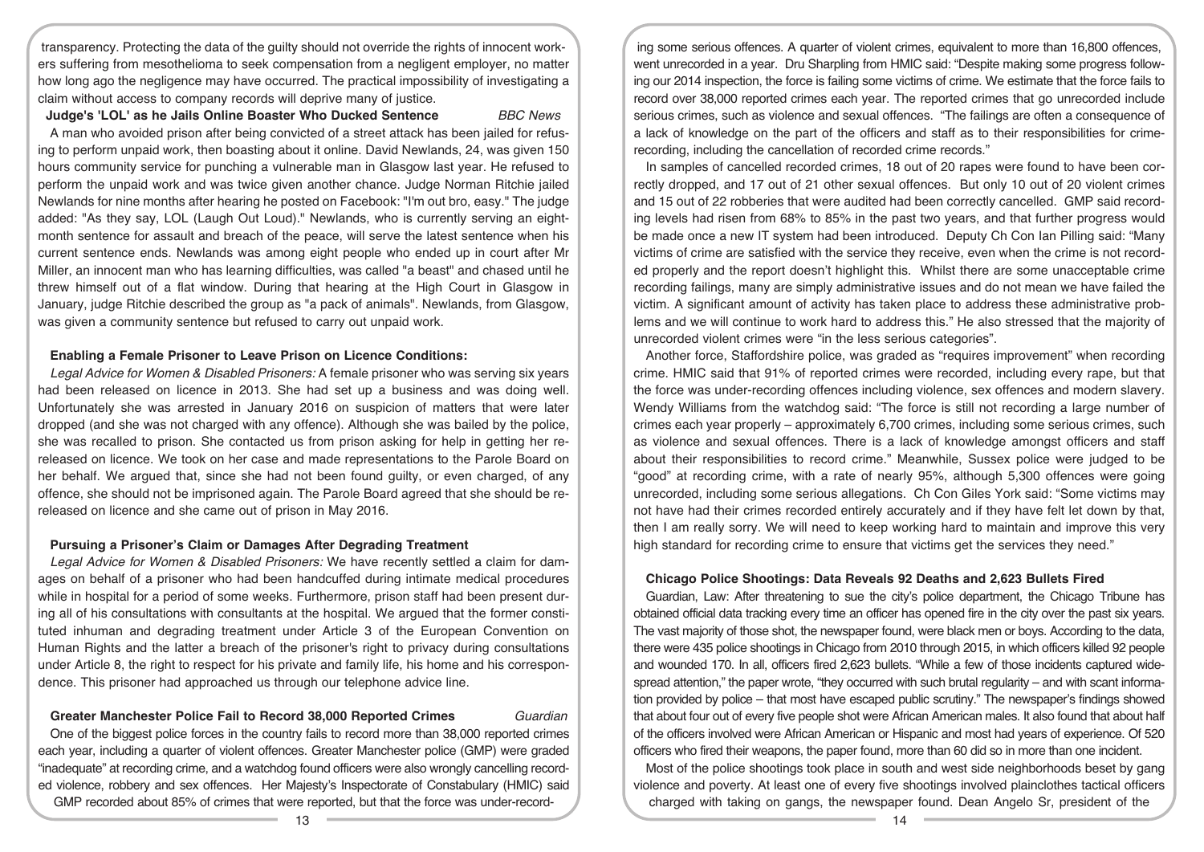transparency. Protecting the data of the guilty should not override the rights of innocent workers suffering from mesothelioma to seek compensation from a negligent employer, no matter how long ago the negligence may have occurred. The practical impossibility of investigating a claim without access to company records will deprive many of justice.

**Judge's 'LOL' as he Jails Online Boaster Who Ducked Sentence** *BBC News*

A man who avoided prison after being convicted of a street attack has been jailed for refusing to perform unpaid work, then boasting about it online. David Newlands, 24, was given 150 hours community service for punching a vulnerable man in Glasgow last year. He refused to perform the unpaid work and was twice given another chance. Judge Norman Ritchie jailed Newlands for nine months after hearing he posted on Facebook: "I'm out bro, easy." The judge added: "As they say, LOL (Laugh Out Loud)." Newlands, who is currently serving an eight-month sentence for assault and breach of the peace, will serve the latest sentence when his current sentence ends. Newlands was among eight people who ended up in court after Mr Miller, an innocent man who has learning difficulties, was called "a beast" and chased until he threw himself out of a flat window. During that hearing at the High Court in Glasgow in January, judge Ritchie described the group as "a pack of animals". Newlands, from Glasgow, was given a community sentence but refused to carry out unpaid work.

**Enabling a Female Prisoner to Leave Prison on Licence Conditions:**

*Legal Advice for Women & Disabled Prisoners:* A female prisoner who was serving six years had been released on licence in 2013. She had set up a business and was doing well. Unfortunately she was arrested in January 2016 on suspicion of matters that were later dropped (and she was not charged with any offence). Although she was bailed by the police, she was recalled to prison. She contacted us from prison asking for help in getting her re-released on licence. We took on her case and made representations to the Parole Board on her behalf. We argued that, since she had not been found guilty, or even charged, of any offence, she should not be imprisoned again. The Parole Board agreed that she should be re-released on licence and she came out of prison in May 2016.

**Pursuing a Prisoner's Claim or Damages After Degrading Treatment**

*Legal Advice for Women & Disabled Prisoners:* We have recently settled a claim for damages on behalf of a prisoner who had been handcuffed during intimate medical procedures while in hospital for a period of some weeks. Furthermore, prison staff had been present during all of his consultations with consultants at the hospital. We argued that the former constituted inhuman and degrading treatment under Article 3 of the European Convention on Human Rights and the latter a breach of the prisoner's right to privacy during consultations under Article 8, the right to respect for his private and family life, his home and his correspondence. This prisoner had approached us through our telephone advice line.

**Greater Manchester Police Fail to Record 38,000 Reported Crimes** *Guardian*

One of the biggest police forces in the country fails to record more than 38,000 reported crimes each year, including a quarter of violent offences. Greater Manchester police (GMP) were graded "inadequate" at recording crime, and a watchdog found officers were also wrongly cancelling recorded violence, robbery and sex offences. Her Majesty's Inspectorate of Constabulary (HMIC) said GMP recorded about 85% of crimes that were reported, but that the force was under-recording some serious offences. A quarter of violent crimes, equivalent to more than 16,800 offences, went unrecorded in a year. Dru Sharpling from HMIC said: "Despite making some progress following our 2014 inspection, the force is failing some victims of crime. We estimate that the force fails to record over 38,000 reported crimes each year. The reported crimes that go unrecorded include serious crimes, such as violence and sexual offences. "The failings are often a consequence of a lack of knowledge on the part of the officers and staff as to their responsibilities for crime-recording, including the cancellation of recorded crime records."

In samples of cancelled recorded crimes, 18 out of 20 rapes were found to have been correctly dropped, and 17 out of 21 other sexual offences. But only 10 out of 20 violent crimes and 15 out of 22 robberies that were audited had been correctly cancelled. GMP said recording levels had risen from 68% to 85% in the past two years, and that further progress would be made once a new IT system had been introduced. Deputy Ch Con Ian Pilling said: "Many victims of crime are satisfied with the service they receive, even when the crime is not recorded properly and the report doesn't highlight this. Whilst there are some unacceptable crime recording failings, many are simply administrative issues and do not mean we have failed the victim. A significant amount of activity has taken place to address these administrative problems and we will continue to work hard to address this." He also stressed that the majority of unrecorded violent crimes were "in the less serious categories".

Another force, Staffordshire police, was graded as "requires improvement" when recording crime. HMIC said that 91% of reported crimes were recorded, including every rape, but that the force was under-recording offences including violence, sex offences and modern slavery. Wendy Williams from the watchdog said: "The force is still not recording a large number of crimes each year properly – approximately 6,700 crimes, including some serious crimes, such as violence and sexual offences. There is a lack of knowledge amongst officers and staff about their responsibilities to record crime." Meanwhile, Sussex police were judged to be "good" at recording crime, with a rate of nearly 95%, although 5,300 offences were going unrecorded, including some serious allegations. Ch Con Giles York said: "Some victims may not have had their crimes recorded entirely accurately and if they have felt let down by that, then I am really sorry. We will need to keep working hard to maintain and improve this very high standard for recording crime to ensure that victims get the services they need."

**Chicago Police Shootings: Data Reveals 92 Deaths and 2,623 Bullets Fired**

Guardian, Law: After threatening to sue the city's police department, the Chicago Tribune has obtained official data tracking every time an officer has opened fire in the city over the past six years. The vast majority of those shot, the newspaper found, were black men or boys. According to the data, there were 435 police shootings in Chicago from 2010 through 2015, in which officers killed 92 people and wounded 170. In all, officers fired 2,623 bullets. "While a few of those incidents captured widespread attention," the paper wrote, "they occurred with such brutal regularity – and with scant information provided by police – that most have escaped public scrutiny." The newspaper's findings showed that about four out of every five people shot were African American males. It also found that about half of the officers involved were African American or Hispanic and most had years of experience. Of 520 officers who fired their weapons, the paper found, more than 60 did so in more than one incident.

Most of the police shootings took place in south and west side neighborhoods beset by gang violence and poverty. At least one of every five shootings involved plainclothes tactical officers charged with taking on gangs, the newspaper found. Dean Angelo Sr, president of the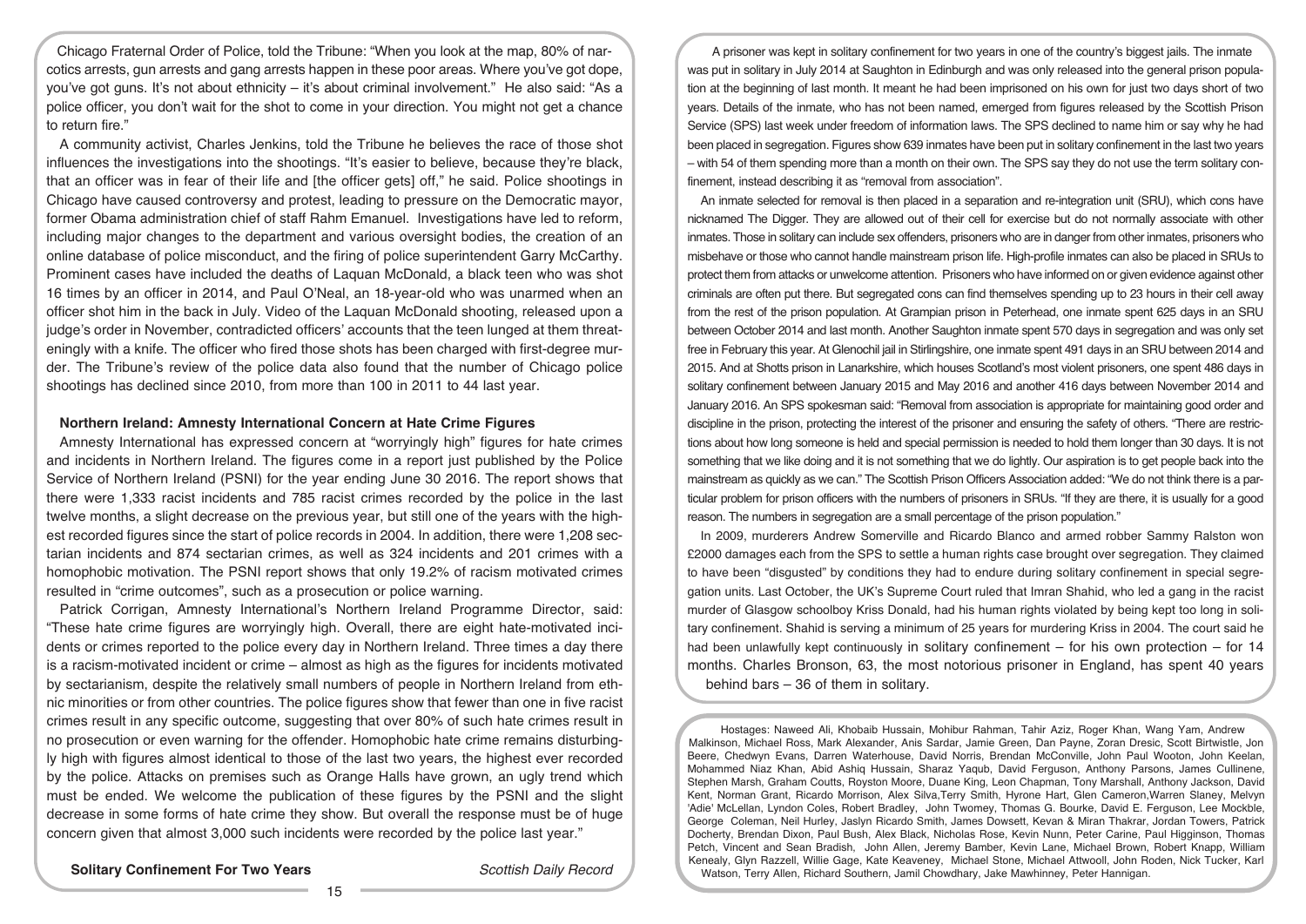Chicago Fraternal Order of Police, told the Tribune: "When you look at the map, 80% of narcotics arrests, gun arrests and gang arrests happen in these poor areas. Where you've got dope, you've got guns. It's not about ethnicity – it's about criminal involvement." He also said: "As a police officer, you don't wait for the shot to come in your direction. You might not get a chance to return fire."

A community activist, Charles Jenkins, told the Tribune he believes the race of those shot influences the investigations into the shootings. "It's easier to believe, because they're black, that an officer was in fear of their life and [the officer gets] off," he said. Police shootings in Chicago have caused controversy and protest, leading to pressure on the Democratic mayor, former Obama administration chief of staff Rahm Emanuel. Investigations have led to reform, including major changes to the department and various oversight bodies, the creation of an online database of police misconduct, and the firing of police superintendent Garry McCarthy. Prominent cases have included the deaths of Laquan McDonald, a black teen who was shot 16 times by an officer in 2014, and Paul O'Neal, an 18-year-old who was unarmed when an officer shot him in the back in July. Video of the Laquan McDonald shooting, released upon a judge's order in November, contradicted officers' accounts that the teen lunged at them threateningly with a knife. The officer who fired those shots has been charged with first-degree murder. The Tribune's review of the police data also found that the number of Chicago police shootings has declined since 2010, from more than 100 in 2011 to 44 last year.

### Northern Ireland: Amnesty International Concern at Hate Crime Figures

Amnesty International has expressed concern at "worryingly high" figures for hate crimes and incidents in Northern Ireland. The figures come in a report just published by the Police Service of Northern Ireland (PSNI) for the year ending June 30 2016. The report shows that there were 1,333 racist incidents and 785 racist crimes recorded by the police in the last twelve months, a slight decrease on the previous year, but still one of the years with the highest recorded figures since the start of police records in 2004. In addition, there were 1,208 sectarian incidents and 874 sectarian crimes, as well as 324 incidents and 201 crimes with a homophobic motivation. The PSNI report shows that only 19.2% of racism motivated crimes resulted in "crime outcomes", such as a prosecution or police warning.

Patrick Corrigan, Amnesty International's Northern Ireland Programme Director, said: "These hate crime figures are worryingly high. Overall, there are eight hate-motivated incidents or crimes reported to the police every day in Northern Ireland. Three times a day there is a racism-motivated incident or crime – almost as high as the figures for incidents motivated by sectarianism, despite the relatively small numbers of people in Northern Ireland from ethnic minorities or from other countries. The police figures show that fewer than one in five racist crimes result in any specific outcome, suggesting that over 80% of such hate crimes result in no prosecution or even warning for the offender. Homophobic hate crime remains disturbingly high with figures almost identical to those of the last two years, the highest ever recorded by the police. Attacks on premises such as Orange Halls have grown, an ugly trend which must be ended. We welcome the publication of these figures by the PSNI and the slight decrease in some forms of hate crime they show. But overall the response must be of huge concern given that almost 3,000 such incidents were recorded by the police last year."

### Solitary Confinement For Two Years

*Scottish Daily Record*

A prisoner was kept in solitary confinement for two years in one of the country's biggest jails. The inmate was put in solitary in July 2014 at Saughton in Edinburgh and was only released into the general prison population at the beginning of last month. It meant he had been imprisoned on his own for just two days short of two years. Details of the inmate, who has not been named, emerged from figures released by the Scottish Prison Service (SPS) last week under freedom of information laws. The SPS declined to name him or say why he had been placed in segregation. Figures show 639 inmates have been put in solitary confinement in the last two years – with 54 of them spending more than a month on their own. The SPS say they do not use the term solitary confinement, instead describing it as "removal from association".

An inmate selected for removal is then placed in a separation and re-integration unit (SRU), which cons have nicknamed The Digger. They are allowed out of their cell for exercise but do not normally associate with other inmates. Those in solitary can include sex offenders, prisoners who are in danger from other inmates, prisoners who misbehave or those who cannot handle mainstream prison life. High-profile inmates can also be placed in SRUs to protect them from attacks or unwelcome attention. Prisoners who have informed on or given evidence against other criminals are often put there. But segregated cons can find themselves spending up to 23 hours in their cell away from the rest of the prison population. At Grampian prison in Peterhead, one inmate spent 625 days in an SRU between October 2014 and last month. Another Saughton inmate spent 570 days in segregation and was only set free in February this year. At Glenochil jail in Stirlingshire, one inmate spent 491 days in an SRU between 2014 and 2015. And at Shotts prison in Lanarkshire, which houses Scotland's most violent prisoners, one spent 486 days in solitary confinement between January 2015 and May 2016 and another 416 days between November 2014 and January 2016. An SPS spokesman said: "Removal from association is appropriate for maintaining good order and discipline in the prison, protecting the interest of the prisoner and ensuring the safety of others. "There are restrictions about how long someone is held and special permission is needed to hold them longer than 30 days. It is not something that we like doing and it is not something that we do lightly. Our aspiration is to get people back into the mainstream as quickly as we can." The Scottish Prison Officers Association added: "We do not think there is a particular problem for prison officers with the numbers of prisoners in SRUs. "If they are there, it is usually for a good reason. The numbers in segregation are a small percentage of the prison population."

In 2009, murderers Andrew Somerville and Ricardo Blanco and armed robber Sammy Ralston won £2000 damages each from the SPS to settle a human rights case brought over segregation. They claimed to have been "disgusted" by conditions they had to endure during solitary confinement in special segregation units. Last October, the UK's Supreme Court ruled that Imran Shahid, who led a gang in the racist murder of Glasgow schoolboy Kriss Donald, had his human rights violated by being kept too long in solitary confinement. Shahid is serving a minimum of 25 years for murdering Kriss in 2004. The court said he had been unlawfully kept continuously in solitary confinement – for his own protection – for 14 months. Charles Bronson, 63, the most notorious prisoner in England, has spent 40 years behind bars – 36 of them in solitary.

Hostages: Naweed Ali, Khobaib Hussain, Mohibur Rahman, Tahir Aziz, Roger Khan, Wang Yam, Andrew Malkinson, Michael Ross, Mark Alexander, Anis Sardar, Jamie Green, Dan Payne, Zoran Dresic, Scott Birtwistle, Jon Beere, Chedwyn Evans, Darren Waterhouse, David Norris, Brendan McConville, John Paul Wooton, John Keelan, Mohammed Niaz Khan, Abid Ashiq Hussain, Sharaz Yaqub, David Ferguson, Anthony Parsons, James Cullinene, Stephen Marsh, Graham Coutts, Royston Moore, Duane King, Leon Chapman, Tony Marshall, Anthony Jackson, David Kent, Norman Grant, Ricardo Morrison, Alex Silva,Terry Smith, Hyrone Hart, Glen Cameron,Warren Slaney, Melvyn 'Adie' McLellan, Lyndon Coles, Robert Bradley, John Twomey, Thomas G. Bourke, David E. Ferguson, Lee Mockble, George Coleman, Neil Hurley, Jaslyn Ricardo Smith, James Dowsett, Kevan & Miran Thakrar, Jordan Towers, Patrick Docherty, Brendan Dixon, Paul Bush, Alex Black, Nicholas Rose, Kevin Nunn, Peter Carine, Paul Higginson, Thomas Petch, Vincent and Sean Bradish, John Allen, Jeremy Bamber, Kevin Lane, Michael Brown, Robert Knapp, William Kenealy, Glyn Razzell, Willie Gage, Kate Keaveney, Michael Stone, Michael Attwooll, John Roden, Nick Tucker, Karl Watson, Terry Allen, Richard Southern, Jamil Chowdhary, Jake Mawhinney, Peter Hannigan.